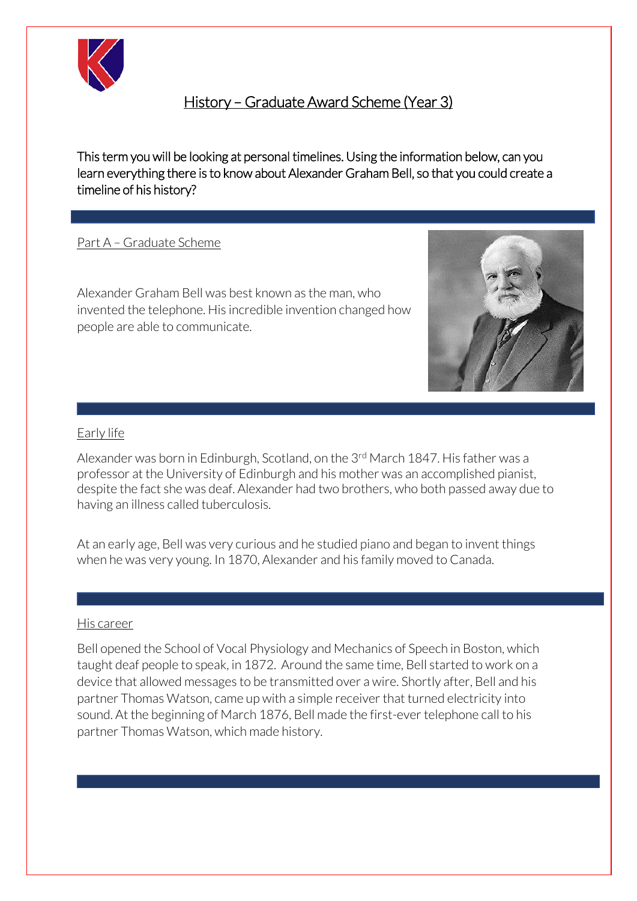# History – Graduate Award Scheme (Year 3)

This term you will be looking at personal timelines. Using the information below, can you learn everything there is to know about Alexander Graham Bell, so that you could create a timeline of his history?

## Part A – Graduate Scheme

Alexander Graham Bell was best known as the man, who invented the telephone. His incredible invention changed how people are able to communicate.

## Early life

Alexander was born in Edinburgh, Scotland, on the 3rd March 1847. His father was a professor at the University of Edinburgh and his mother was an accomplished pianist, despite the fact she was deaf. Alexander had two brothers, who both passed away due to having an illness called tuberculosis.

At an early age, Bell was very curious and he studied piano and began to invent things when he was very young. In 1870, Alexander and his family moved to Canada.

## His career

Bell opened the School of Vocal Physiology and Mechanics of Speech in Boston, which taught deaf people to speak, in 1872. Around the same time, Bell started to work on a device that allowed messages to be transmitted over a wire. Shortly after, Bell and his partner Thomas Watson, came up with a simple receiver that turned electricity into sound. At the beginning of March 1876, Bell made the first-ever telephone call to his partner Thomas Watson, which made history.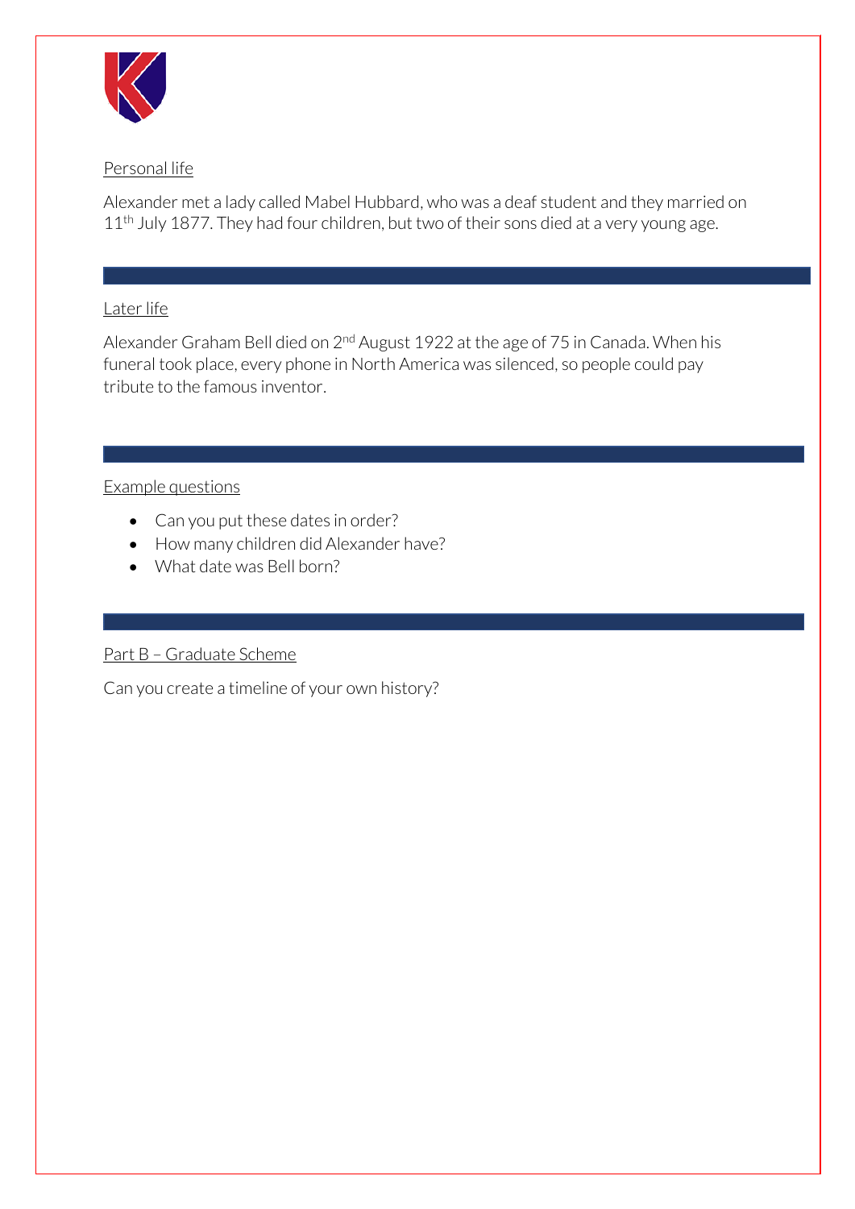Personal life

Alexander met a lady called Mabel Hubbard, who was a deaf student and they married on 11th July 1877. They had four children, but two of their sons died at a very young age.

Later life

Alexander Graham Bell died on 2nd August 1922 at the age of 75 in Canada. When his funeral took place, every phone in North America was silenced, so people could pay tribute to the famous inventor.

Example questions

- Can you put these dates in order?
- How many children did Alexander have?
- What date was Bell born?

Part B – Graduate Scheme

Can you create a timeline of your own history?